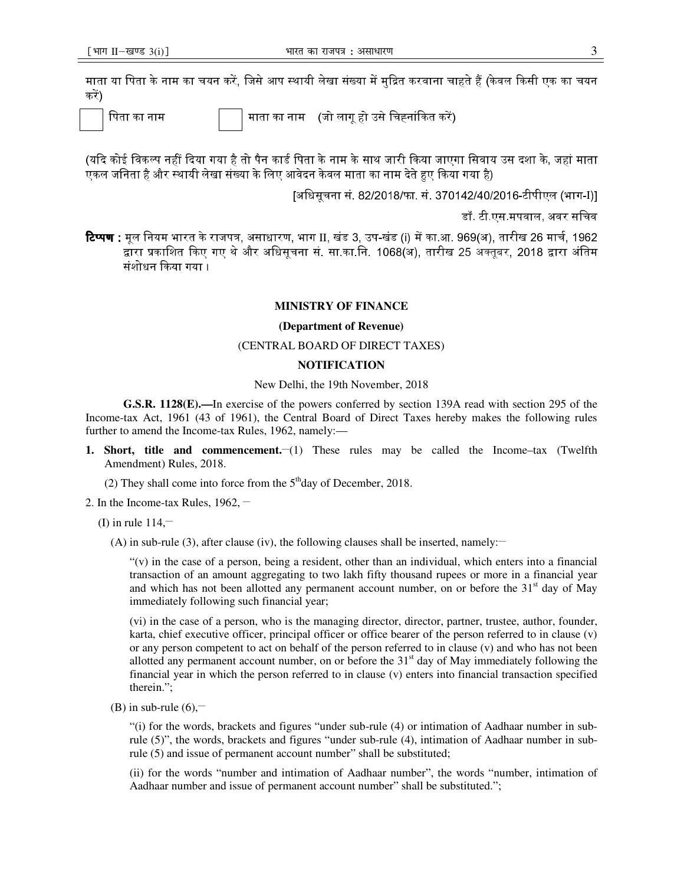माता या पिता के नाम का चयन करें, जिसे आप स्थायी लेखा संख्या में मुद्रित करवाना चाहते हैं (केवल किसी एक का चयन करें)

☐ पिता का नाम ☐ माता का नाम (जो लागू हो उसे चिह्नांकित करें)

(यदि कोई विकल्प नहीं दिया गया है तो पैन कार्ड पिता के नाम के साथ जारी किया जाएगा सिवाय उस दशा के, जहां माता एकल जनिता है और स्थायी लेखा संख्या के लिए आवेदन केवल माता का नाम देते हुए किया गया है)

[अधिसूचना सं. 82/2018/फा. सं. 370142/40/2016-टीपीएल (भाग-I)]

डॉ. टी.एस.मपवाल, अवर सचिव

**टिप्पण :** मूल नियम भारत के राजपत्र, असाधारण, भाग II, खंड 3, उप-खंड (i) में का.आ. 969(अ), तारीख 26 मार्च, 1962 द्वारा प्रकाशित किए गए थे और अधिसूचना सं. सा.का.नि. 1068(अ), तारीख 25 अक्तूबर, 2018 द्वारा अंतिम संशोधन किया गया।

**MINISTRY OF FINANCE**

**(Department of Revenue)**

(CENTRAL BOARD OF DIRECT TAXES)

**NOTIFICATION**

New Delhi, the 19th November, 2018

**G.S.R. 1128(E).—**In exercise of the powers conferred by section 139A read with section 295 of the Income-tax Act, 1961 (43 of 1961), the Central Board of Direct Taxes hereby makes the following rules further to amend the Income-tax Rules, 1962, namely:—

1. **Short, title and commencement.**–(1) These rules may be called the Income–tax (Twelfth Amendment) Rules, 2018.

   (2) They shall come into force from the 5th day of December, 2018.

2. In the Income-tax Rules, 1962, –

   (I) in rule 114,–

   (A) in sub-rule (3), after clause (iv), the following clauses shall be inserted, namely:–

   "(v) in the case of a person, being a resident, other than an individual, which enters into a financial transaction of an amount aggregating to two lakh fifty thousand rupees or more in a financial year and which has not been allotted any permanent account number, on or before the 31st day of May immediately following such financial year;

   (vi) in the case of a person, who is the managing director, director, partner, trustee, author, founder, karta, chief executive officer, principal officer or office bearer of the person referred to in clause (v) or any person competent to act on behalf of the person referred to in clause (v) and who has not been allotted any permanent account number, on or before the 31st day of May immediately following the financial year in which the person referred to in clause (v) enters into financial transaction specified therein.";

   (B) in sub-rule (6),–

   "(i) for the words, brackets and figures "under sub-rule (4) or intimation of Aadhaar number in sub-rule (5)", the words, brackets and figures "under sub-rule (4), intimation of Aadhaar number in sub-rule (5) and issue of permanent account number" shall be substituted;

   (ii) for the words "number and intimation of Aadhaar number", the words "number, intimation of Aadhaar number and issue of permanent account number" shall be substituted.";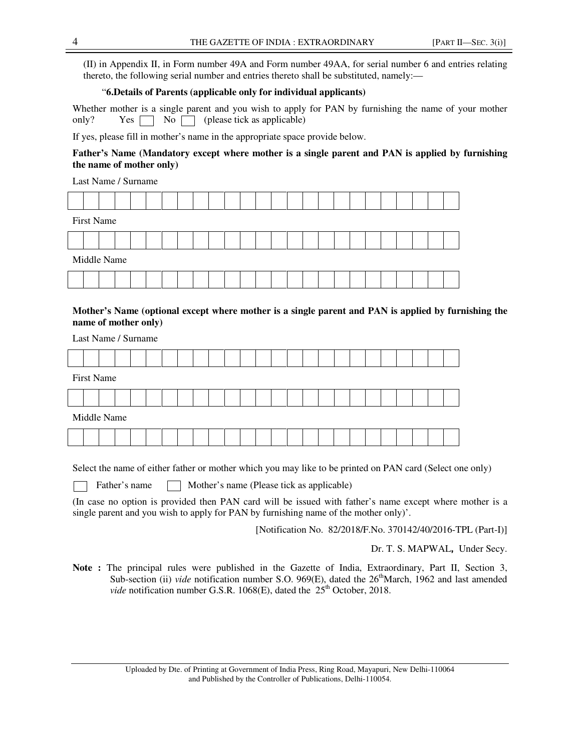(II) in Appendix II, in Form number 49A and Form number 49AA, for serial number 6 and entries relating thereto, the following serial number and entries thereto shall be substituted, namely:—

"**6.Details of Parents (applicable only for individual applicants)**

Whether mother is a single parent and you wish to apply for PAN by furnishing the name of your mother only? Yes ☐ No ☐ (please tick as applicable)

If yes, please fill in mother's name in the appropriate space provide below.

**Father's Name (Mandatory except where mother is a single parent and PAN is applied by furnishing the name of mother only)**

Last Name / Surname

| | | | | | | | | | | | | | | | | | | | | | | | | |
|---|---|---|---|---|---|---|---|---|---|---|---|---|---|---|---|---|---|---|---|---|---|---|---|---|
| | | | | | | | | | | | | | | | | | | | | | | | | |

First Name

| | | | | | | | | | | | | | | | | | | | | | | | | |
|---|---|---|---|---|---|---|---|---|---|---|---|---|---|---|---|---|---|---|---|---|---|---|---|---|
| | | | | | | | | | | | | | | | | | | | | | | | | |

Middle Name

| | | | | | | | | | | | | | | | | | | | | | | | | |
|---|---|---|---|---|---|---|---|---|---|---|---|---|---|---|---|---|---|---|---|---|---|---|---|---|
| | | | | | | | | | | | | | | | | | | | | | | | | |

**Mother's Name (optional except where mother is a single parent and PAN is applied by furnishing the name of mother only)**

Last Name / Surname

| | | | | | | | | | | | | | | | | | | | | | | | | |
|---|---|---|---|---|---|---|---|---|---|---|---|---|---|---|---|---|---|---|---|---|---|---|---|---|
| | | | | | | | | | | | | | | | | | | | | | | | | |

First Name

| | | | | | | | | | | | | | | | | | | | | | | | | |
|---|---|---|---|---|---|---|---|---|---|---|---|---|---|---|---|---|---|---|---|---|---|---|---|---|
| | | | | | | | | | | | | | | | | | | | | | | | | |

Middle Name

| | | | | | | | | | | | | | | | | | | | | | | | | |
|---|---|---|---|---|---|---|---|---|---|---|---|---|---|---|---|---|---|---|---|---|---|---|---|---|
| | | | | | | | | | | | | | | | | | | | | | | | | |

Select the name of either father or mother which you may like to be printed on PAN card (Select one only)

☐ Father's name ☐ Mother's name (Please tick as applicable)

(In case no option is provided then PAN card will be issued with father's name except where mother is a single parent and you wish to apply for PAN by furnishing name of the mother only)'.

[Notification No. 82/2018/F.No. 370142/40/2016-TPL (Part-I)]

Dr. T. S. MAPWAL**,** Under Secy.

**Note :** The principal rules were published in the Gazette of India, Extraordinary, Part II, Section 3, Sub-section (ii) *vide* notification number S.O. 969(E), dated the 26th March, 1962 and last amended *vide* notification number G.S.R. 1068(E), dated the 25th October, 2018.

Uploaded by Dte. of Printing at Government of India Press, Ring Road, Mayapuri, New Delhi-110064 and Published by the Controller of Publications, Delhi-110054.